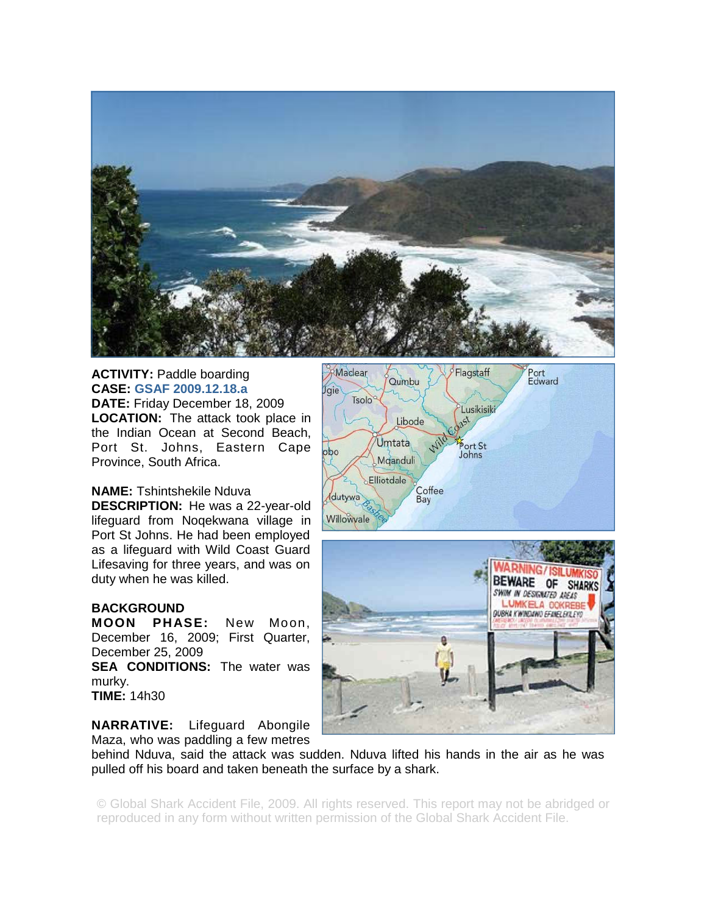**ACTIVITY:** Paddle boarding
**CASE:** GSAF 2009.12.18.a
**DATE:** Friday December 18, 2009
**LOCATION:** The attack took place in the Indian Ocean at Second Beach, Port St. Johns, Eastern Cape Province, South Africa.

**NAME:** Tshintshekile Nduva
**DESCRIPTION:** He was a 22-year-old lifeguard from Noqekwana village in Port St Johns. He had been employed as a lifeguard with Wild Coast Guard Lifesaving for three years, and was on duty when he was killed.

**BACKGROUND**
**MOON PHASE:** New Moon, December 16, 2009; First Quarter, December 25, 2009
**SEA CONDITIONS:** The water was murky.
**TIME:** 14h30

**NARRATIVE:** Lifeguard Abongile Maza, who was paddling a few metres behind Nduva, said the attack was sudden. Nduva lifted his hands in the air as he was pulled off his board and taken beneath the surface by a shark.

© Global Shark Accident File, 2009. All rights reserved. This report may not be abridged or reproduced in any form without written permission of the Global Shark Accident File.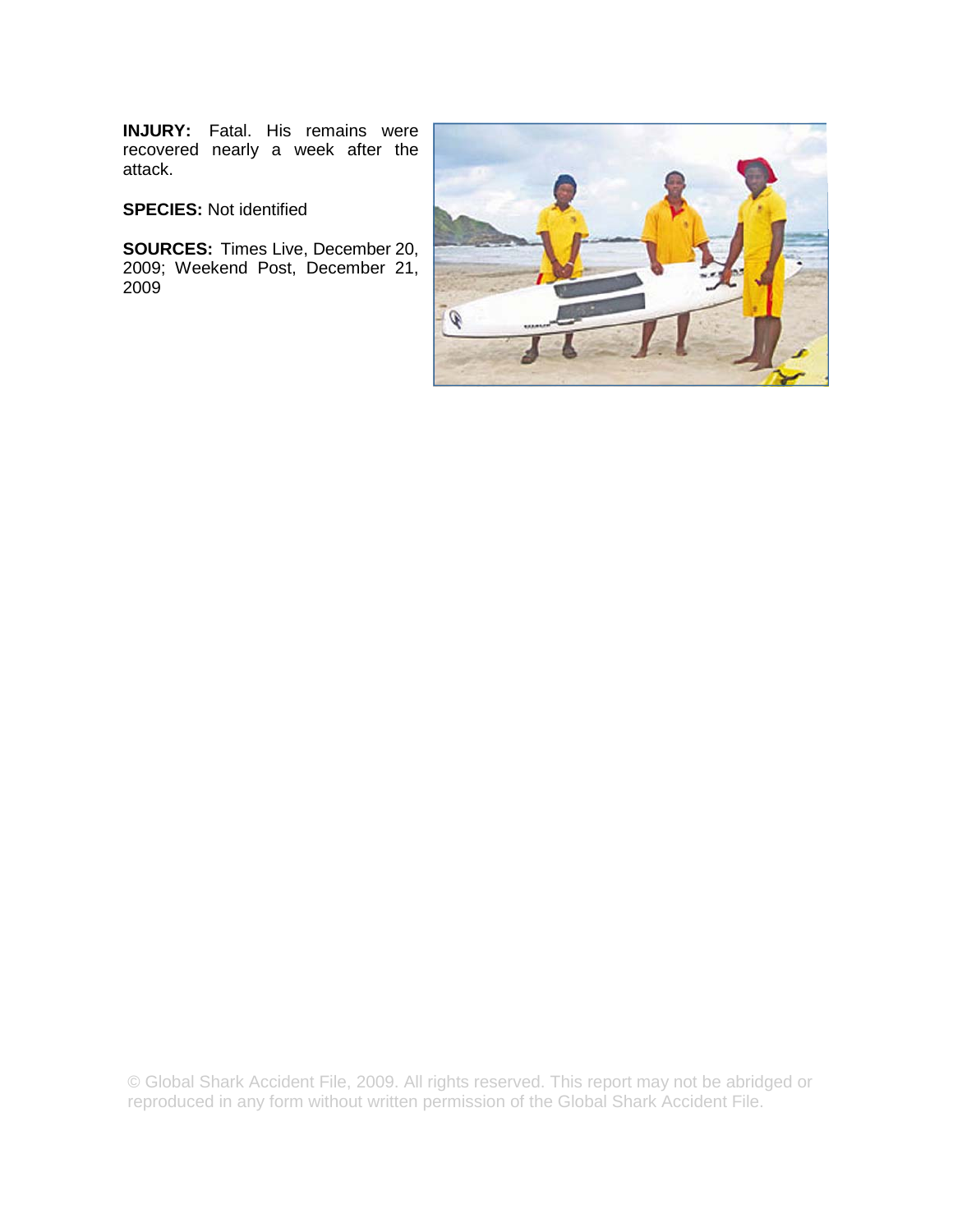**INJURY:** Fatal. His remains were recovered nearly a week after the attack.

**SPECIES:** Not identified

**SOURCES:** Times Live, December 20, 2009; Weekend Post, December 21, 2009

© Global Shark Accident File, 2009. All rights reserved. This report may not be abridged or reproduced in any form without written permission of the Global Shark Accident File.